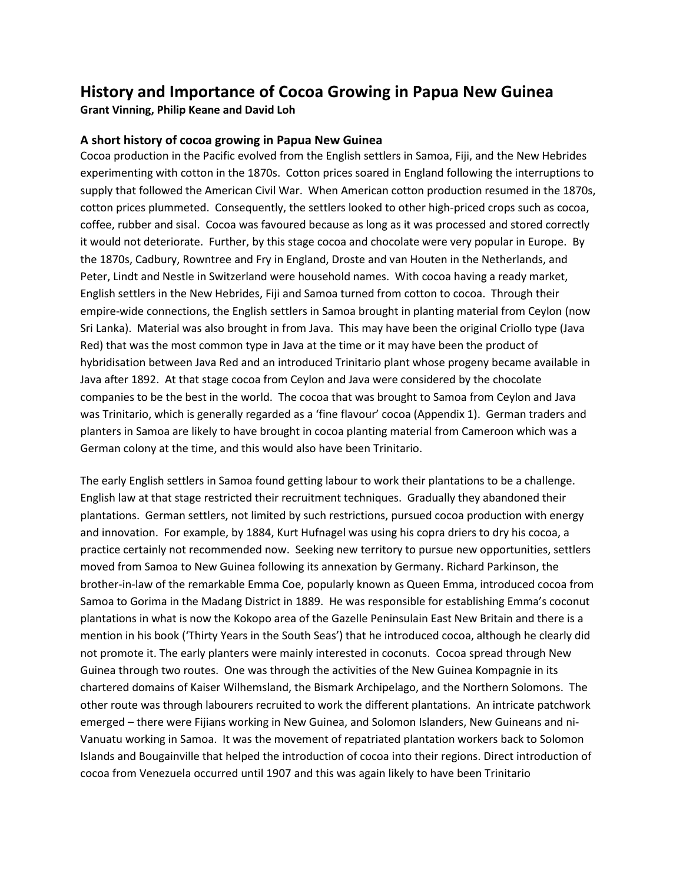# History and Importance of Cocoa Growing in Papua New Guinea

**Grant Vinning, Philip Keane and David Loh**

## A short history of cocoa growing in Papua New Guinea

Cocoa production in the Pacific evolved from the English settlers in Samoa, Fiji, and the New Hebrides experimenting with cotton in the 1870s. Cotton prices soared in England following the interruptions to supply that followed the American Civil War. When American cotton production resumed in the 1870s, cotton prices plummeted. Consequently, the settlers looked to other high-priced crops such as cocoa, coffee, rubber and sisal. Cocoa was favoured because as long as it was processed and stored correctly it would not deteriorate. Further, by this stage cocoa and chocolate were very popular in Europe. By the 1870s, Cadbury, Rowntree and Fry in England, Droste and van Houten in the Netherlands, and Peter, Lindt and Nestle in Switzerland were household names. With cocoa having a ready market, English settlers in the New Hebrides, Fiji and Samoa turned from cotton to cocoa. Through their empire-wide connections, the English settlers in Samoa brought in planting material from Ceylon (now Sri Lanka). Material was also brought in from Java. This may have been the original Criollo type (Java Red) that was the most common type in Java at the time or it may have been the product of hybridisation between Java Red and an introduced Trinitario plant whose progeny became available in Java after 1892. At that stage cocoa from Ceylon and Java were considered by the chocolate companies to be the best in the world. The cocoa that was brought to Samoa from Ceylon and Java was Trinitario, which is generally regarded as a 'fine flavour' cocoa (Appendix 1). German traders and planters in Samoa are likely to have brought in cocoa planting material from Cameroon which was a German colony at the time, and this would also have been Trinitario.

The early English settlers in Samoa found getting labour to work their plantations to be a challenge. English law at that stage restricted their recruitment techniques. Gradually they abandoned their plantations. German settlers, not limited by such restrictions, pursued cocoa production with energy and innovation. For example, by 1884, Kurt Hufnagel was using his copra driers to dry his cocoa, a practice certainly not recommended now. Seeking new territory to pursue new opportunities, settlers moved from Samoa to New Guinea following its annexation by Germany. Richard Parkinson, the brother-in-law of the remarkable Emma Coe, popularly known as Queen Emma, introduced cocoa from Samoa to Gorima in the Madang District in 1889. He was responsible for establishing Emma's coconut plantations in what is now the Kokopo area of the Gazelle Peninsulain East New Britain and there is a mention in his book ('Thirty Years in the South Seas') that he introduced cocoa, although he clearly did not promote it. The early planters were mainly interested in coconuts. Cocoa spread through New Guinea through two routes. One was through the activities of the New Guinea Kompagnie in its chartered domains of Kaiser Wilhemsland, the Bismark Archipelago, and the Northern Solomons. The other route was through labourers recruited to work the different plantations. An intricate patchwork emerged – there were Fijians working in New Guinea, and Solomon Islanders, New Guineans and ni-Vanuatu working in Samoa. It was the movement of repatriated plantation workers back to Solomon Islands and Bougainville that helped the introduction of cocoa into their regions. Direct introduction of cocoa from Venezuela occurred until 1907 and this was again likely to have been Trinitario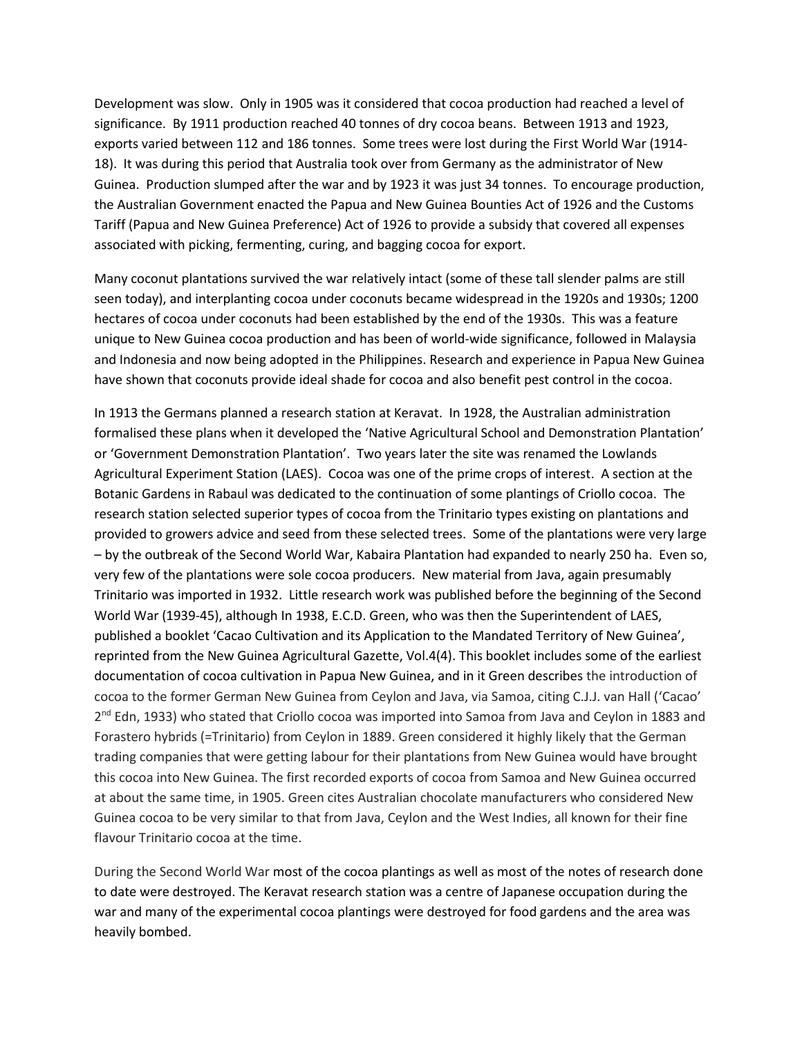Development was slow. Only in 1905 was it considered that cocoa production had reached a level of significance. By 1911 production reached 40 tonnes of dry cocoa beans. Between 1913 and 1923, exports varied between 112 and 186 tonnes. Some trees were lost during the First World War (1914-18). It was during this period that Australia took over from Germany as the administrator of New Guinea. Production slumped after the war and by 1923 it was just 34 tonnes. To encourage production, the Australian Government enacted the Papua and New Guinea Bounties Act of 1926 and the Customs Tariff (Papua and New Guinea Preference) Act of 1926 to provide a subsidy that covered all expenses associated with picking, fermenting, curing, and bagging cocoa for export.

Many coconut plantations survived the war relatively intact (some of these tall slender palms are still seen today), and interplanting cocoa under coconuts became widespread in the 1920s and 1930s; 1200 hectares of cocoa under coconuts had been established by the end of the 1930s. This was a feature unique to New Guinea cocoa production and has been of world-wide significance, followed in Malaysia and Indonesia and now being adopted in the Philippines. Research and experience in Papua New Guinea have shown that coconuts provide ideal shade for cocoa and also benefit pest control in the cocoa.

In 1913 the Germans planned a research station at Keravat. In 1928, the Australian administration formalised these plans when it developed the 'Native Agricultural School and Demonstration Plantation' or 'Government Demonstration Plantation'. Two years later the site was renamed the Lowlands Agricultural Experiment Station (LAES). Cocoa was one of the prime crops of interest. A section at the Botanic Gardens in Rabaul was dedicated to the continuation of some plantings of Criollo cocoa. The research station selected superior types of cocoa from the Trinitario types existing on plantations and provided to growers advice and seed from these selected trees. Some of the plantations were very large – by the outbreak of the Second World War, Kabaira Plantation had expanded to nearly 250 ha. Even so, very few of the plantations were sole cocoa producers. New material from Java, again presumably Trinitario was imported in 1932. Little research work was published before the beginning of the Second World War (1939-45), although In 1938, E.C.D. Green, who was then the Superintendent of LAES, published a booklet 'Cacao Cultivation and its Application to the Mandated Territory of New Guinea', reprinted from the New Guinea Agricultural Gazette, Vol.4(4). This booklet includes some of the earliest documentation of cocoa cultivation in Papua New Guinea, and in it Green describes the introduction of cocoa to the former German New Guinea from Ceylon and Java, via Samoa, citing C.J.J. van Hall ('Cacao' 2nd Edn, 1933) who stated that Criollo cocoa was imported into Samoa from Java and Ceylon in 1883 and Forastero hybrids (=Trinitario) from Ceylon in 1889. Green considered it highly likely that the German trading companies that were getting labour for their plantations from New Guinea would have brought this cocoa into New Guinea. The first recorded exports of cocoa from Samoa and New Guinea occurred at about the same time, in 1905. Green cites Australian chocolate manufacturers who considered New Guinea cocoa to be very similar to that from Java, Ceylon and the West Indies, all known for their fine flavour Trinitario cocoa at the time.

During the Second World War most of the cocoa plantings as well as most of the notes of research done to date were destroyed. The Keravat research station was a centre of Japanese occupation during the war and many of the experimental cocoa plantings were destroyed for food gardens and the area was heavily bombed.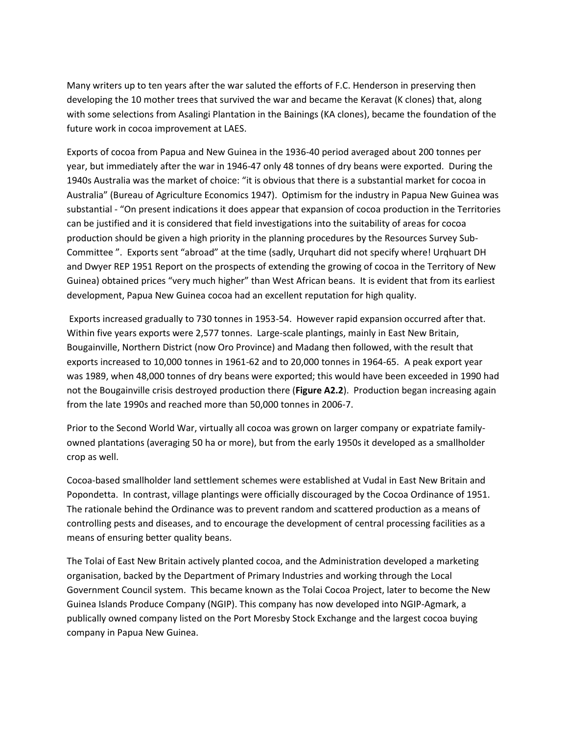Many writers up to ten years after the war saluted the efforts of F.C. Henderson in preserving then developing the 10 mother trees that survived the war and became the Keravat (K clones) that, along with some selections from Asalingi Plantation in the Bainings (KA clones), became the foundation of the future work in cocoa improvement at LAES.

Exports of cocoa from Papua and New Guinea in the 1936-40 period averaged about 200 tonnes per year, but immediately after the war in 1946-47 only 48 tonnes of dry beans were exported. During the 1940s Australia was the market of choice: "it is obvious that there is a substantial market for cocoa in Australia" (Bureau of Agriculture Economics 1947). Optimism for the industry in Papua New Guinea was substantial - "On present indications it does appear that expansion of cocoa production in the Territories can be justified and it is considered that field investigations into the suitability of areas for cocoa production should be given a high priority in the planning procedures by the Resources Survey Sub-Committee ". Exports sent "abroad" at the time (sadly, Urquhart did not specify where! Urqhuart DH and Dwyer REP 1951 Report on the prospects of extending the growing of cocoa in the Territory of New Guinea) obtained prices "very much higher" than West African beans. It is evident that from its earliest development, Papua New Guinea cocoa had an excellent reputation for high quality.

Exports increased gradually to 730 tonnes in 1953-54. However rapid expansion occurred after that. Within five years exports were 2,577 tonnes. Large-scale plantings, mainly in East New Britain, Bougainville, Northern District (now Oro Province) and Madang then followed, with the result that exports increased to 10,000 tonnes in 1961-62 and to 20,000 tonnes in 1964-65. A peak export year was 1989, when 48,000 tonnes of dry beans were exported; this would have been exceeded in 1990 had not the Bougainville crisis destroyed production there (**Figure A2.2**). Production began increasing again from the late 1990s and reached more than 50,000 tonnes in 2006-7.

Prior to the Second World War, virtually all cocoa was grown on larger company or expatriate family-owned plantations (averaging 50 ha or more), but from the early 1950s it developed as a smallholder crop as well.

Cocoa-based smallholder land settlement schemes were established at Vudal in East New Britain and Popondetta. In contrast, village plantings were officially discouraged by the Cocoa Ordinance of 1951. The rationale behind the Ordinance was to prevent random and scattered production as a means of controlling pests and diseases, and to encourage the development of central processing facilities as a means of ensuring better quality beans.

The Tolai of East New Britain actively planted cocoa, and the Administration developed a marketing organisation, backed by the Department of Primary Industries and working through the Local Government Council system. This became known as the Tolai Cocoa Project, later to become the New Guinea Islands Produce Company (NGIP). This company has now developed into NGIP-Agmark, a publically owned company listed on the Port Moresby Stock Exchange and the largest cocoa buying company in Papua New Guinea.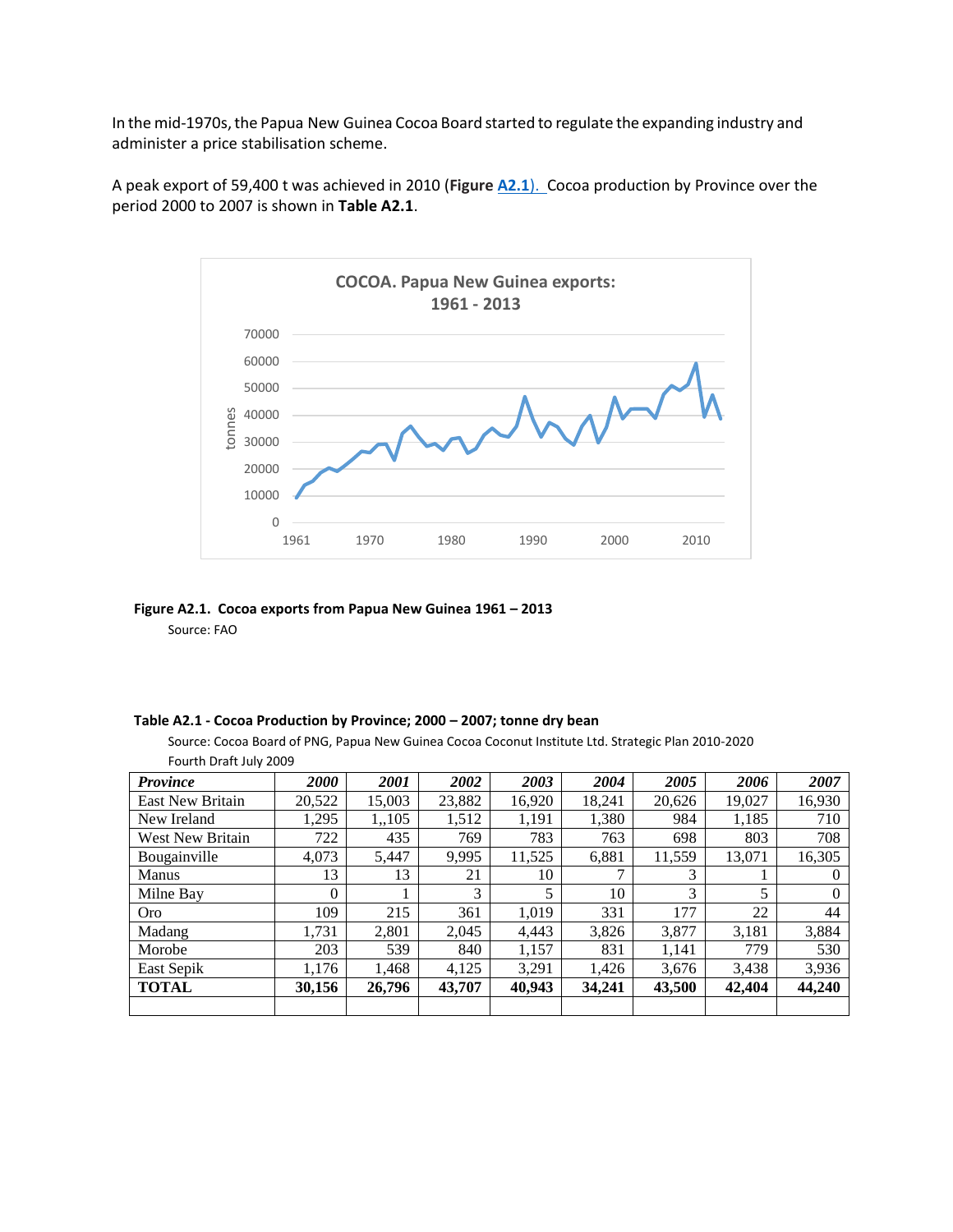In the mid-1970s, the Papua New Guinea Cocoa Board started to regulate the expanding industry and administer a price stabilisation scheme.

A peak export of 59,400 t was achieved in 2010 (**Figure A2.1**). Cocoa production by Province over the period 2000 to 2007 is shown in **Table A2.1**.

COCOA. Papua New Guinea exports: 1961 - 2013

tonnes

70000
60000
50000
40000
30000
20000
10000
0

1961 1970 1980 1990 2000 2010

**Figure A2.1. Cocoa exports from Papua New Guinea 1961 – 2013**

Source: FAO

**Table A2.1 - Cocoa Production by Province; 2000 – 2007; tonne dry bean**

Source: Cocoa Board of PNG, Papua New Guinea Cocoa Coconut Institute Ltd. Strategic Plan 2010-2020 Fourth Draft July 2009

| *Province* | *2000* | *2001* | *2002* | *2003* | *2004* | *2005* | *2006* | *2007* |
|---|---|---|---|---|---|---|---|---|
| East New Britain | 20,522 | 15,003 | 23,882 | 16,920 | 18,241 | 20,626 | 19,027 | 16,930 |
| New Ireland | 1,295 | 1,,105 | 1,512 | 1,191 | 1,380 | 984 | 1,185 | 710 |
| West New Britain | 722 | 435 | 769 | 783 | 763 | 698 | 803 | 708 |
| Bougainville | 4,073 | 5,447 | 9,995 | 11,525 | 6,881 | 11,559 | 13,071 | 16,305 |
| Manus | 13 | 13 | 21 | 10 | 7 | 3 | 1 | 0 |
| Milne Bay | 0 | 1 | 3 | 5 | 10 | 3 | 5 | 0 |
| Oro | 109 | 215 | 361 | 1,019 | 331 | 177 | 22 | 44 |
| Madang | 1,731 | 2,801 | 2,045 | 4,443 | 3,826 | 3,877 | 3,181 | 3,884 |
| Morobe | 203 | 539 | 840 | 1,157 | 831 | 1,141 | 779 | 530 |
| East Sepik | 1,176 | 1,468 | 4,125 | 3,291 | 1,426 | 3,676 | 3,438 | 3,936 |
| **TOTAL** | **30,156** | **26,796** | **43,707** | **40,943** | **34,241** | **43,500** | **42,404** | **44,240** |